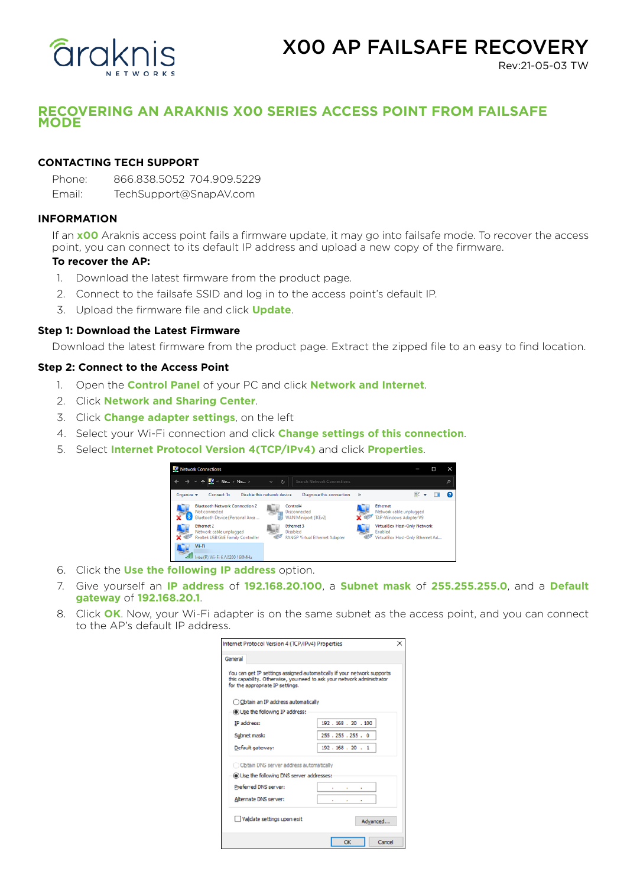araknis NETWORKS

# X00 AP FAILSAFE RECOVERY

Rev:21-05-03 TW

## RECOVERING AN ARAKNIS X00 SERIES ACCESS POINT FROM FAILSAFE MODE

### CONTACTING TECH SUPPORT

Phone: 866.838.5052 704.909.5229
Email: TechSupport@SnapAV.com

### INFORMATION

If an **x00** Araknis access point fails a firmware update, it may go into failsafe mode. To recover the access point, you can connect to its default IP address and upload a new copy of the firmware.

**To recover the AP:**

1. Download the latest firmware from the product page.
2. Connect to the failsafe SSID and log in to the access point's default IP.
3. Upload the firmware file and click **Update**.

### Step 1: Download the Latest Firmware

Download the latest firmware from the product page. Extract the zipped file to an easy to find location.

### Step 2: Connect to the Access Point

1. Open the **Control Panel** of your PC and click **Network and Internet**.
2. Click **Network and Sharing Center**.
3. Click **Change adapter settings**, on the left
4. Select your Wi-Fi connection and click **Change settings of this connection**.
5. Select **Internet Protocol Version 4(TCP/IPv4)** and click **Properties**.
6. Click the **Use the following IP address** option.
7. Give yourself an **IP address** of **192.168.20.100**, a **Subnet mask** of **255.255.255.0**, and a **Default gateway** of **192.168.20.1**.
8. Click **OK**. Now, your Wi-Fi adapter is on the same subnet as the access point, and you can connect to the AP's default IP address.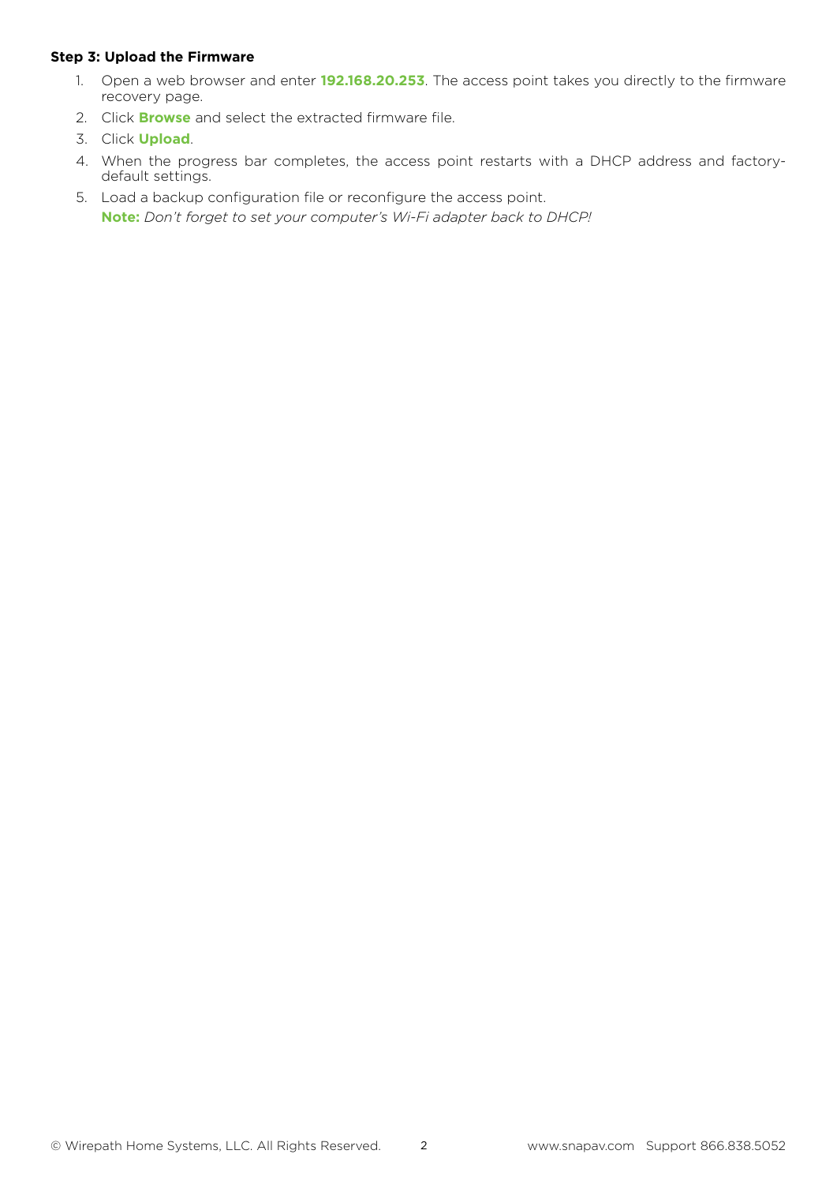**Step 3: Upload the Firmware**

1. Open a web browser and enter **192.168.20.253**. The access point takes you directly to the firmware recovery page.
2. Click **Browse** and select the extracted firmware file.
3. Click **Upload**.
4. When the progress bar completes, the access point restarts with a DHCP address and factory-default settings.
5. Load a backup configuration file or reconfigure the access point.

   **Note:** *Don't forget to set your computer's Wi-Fi adapter back to DHCP!*